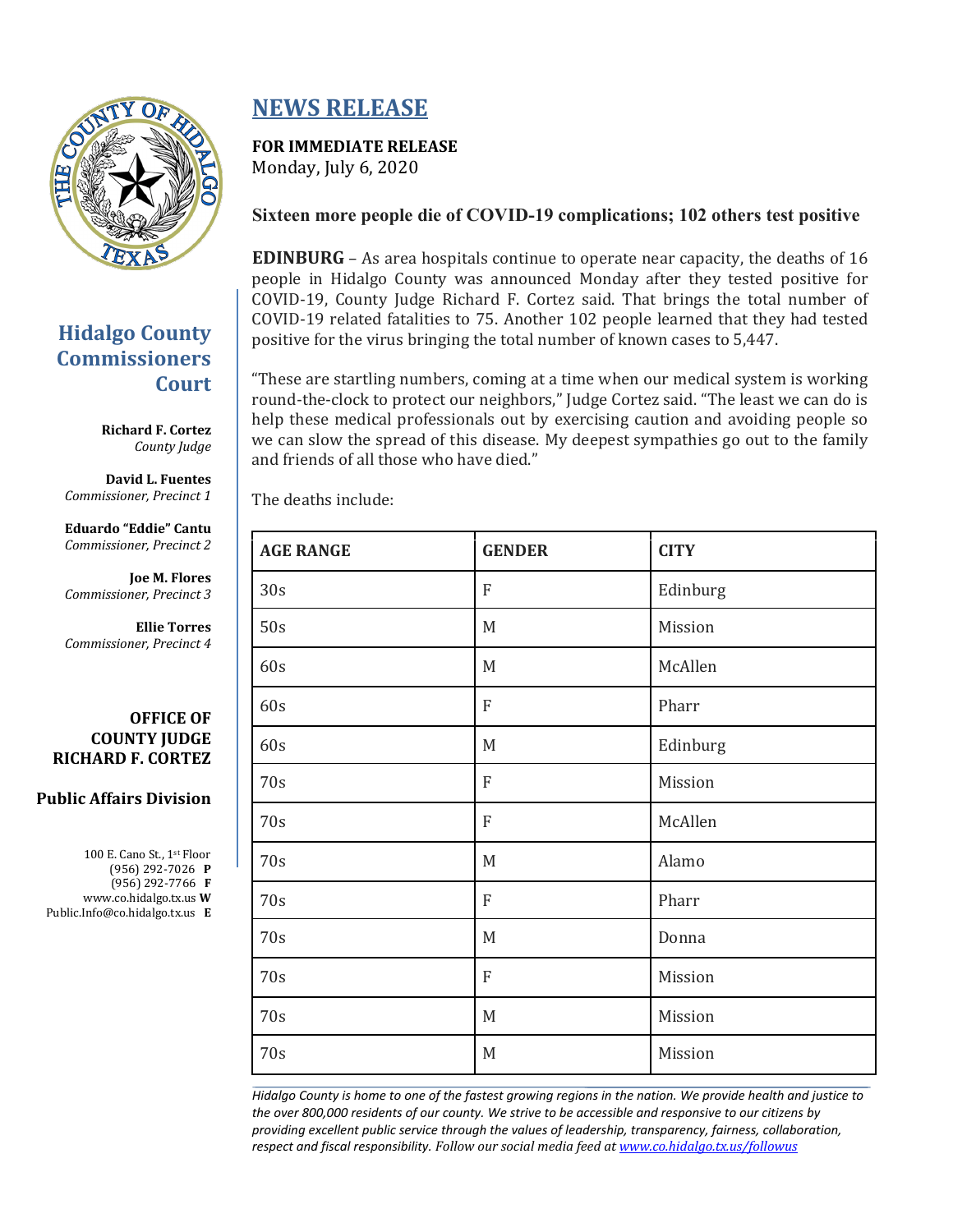# NEWS RELEASE

**FOR IMMEDIATE RELEASE**
Monday, July 6, 2020

## Sixteen more people die of COVID-19 complications; 102 others test positive

**EDINBURG** – As area hospitals continue to operate near capacity, the deaths of 16 people in Hidalgo County was announced Monday after they tested positive for COVID-19, County Judge Richard F. Cortez said. That brings the total number of COVID-19 related fatalities to 75. Another 102 people learned that they had tested positive for the virus bringing the total number of known cases to 5,447.

"These are startling numbers, coming at a time when our medical system is working round-the-clock to protect our neighbors," Judge Cortez said. "The least we can do is help these medical professionals out by exercising caution and avoiding people so we can slow the spread of this disease. My deepest sympathies go out to the family and friends of all those who have died."

The deaths include:

| AGE RANGE | GENDER | CITY |
| --- | --- | --- |
| 30s | F | Edinburg |
| 50s | M | Mission |
| 60s | M | McAllen |
| 60s | F | Pharr |
| 60s | M | Edinburg |
| 70s | F | Mission |
| 70s | F | McAllen |
| 70s | M | Alamo |
| 70s | F | Pharr |
| 70s | M | Donna |
| 70s | F | Mission |
| 70s | M | Mission |
| 70s | M | Mission |

**Hidalgo County Commissioners Court**

**Richard F. Cortez**
*County Judge*

**David L. Fuentes**
*Commissioner, Precinct 1*

**Eduardo "Eddie" Cantu**
*Commissioner, Precinct 2*

**Joe M. Flores**
*Commissioner, Precinct 3*

**Ellie Torres**
*Commissioner, Precinct 4*

**OFFICE OF COUNTY JUDGE RICHARD F. CORTEZ**

**Public Affairs Division**

100 E. Cano St., 1st Floor
(956) 292-7026 **P**
(956) 292-7766 **F**
www.co.hidalgo.tx.us **W**
Public.Info@co.hidalgo.tx.us **E**

*Hidalgo County is home to one of the fastest growing regions in the nation. We provide health and justice to the over 800,000 residents of our county. We strive to be accessible and responsive to our citizens by providing excellent public service through the values of leadership, transparency, fairness, collaboration, respect and fiscal responsibility. Follow our social media feed at www.co.hidalgo.tx.us/followus*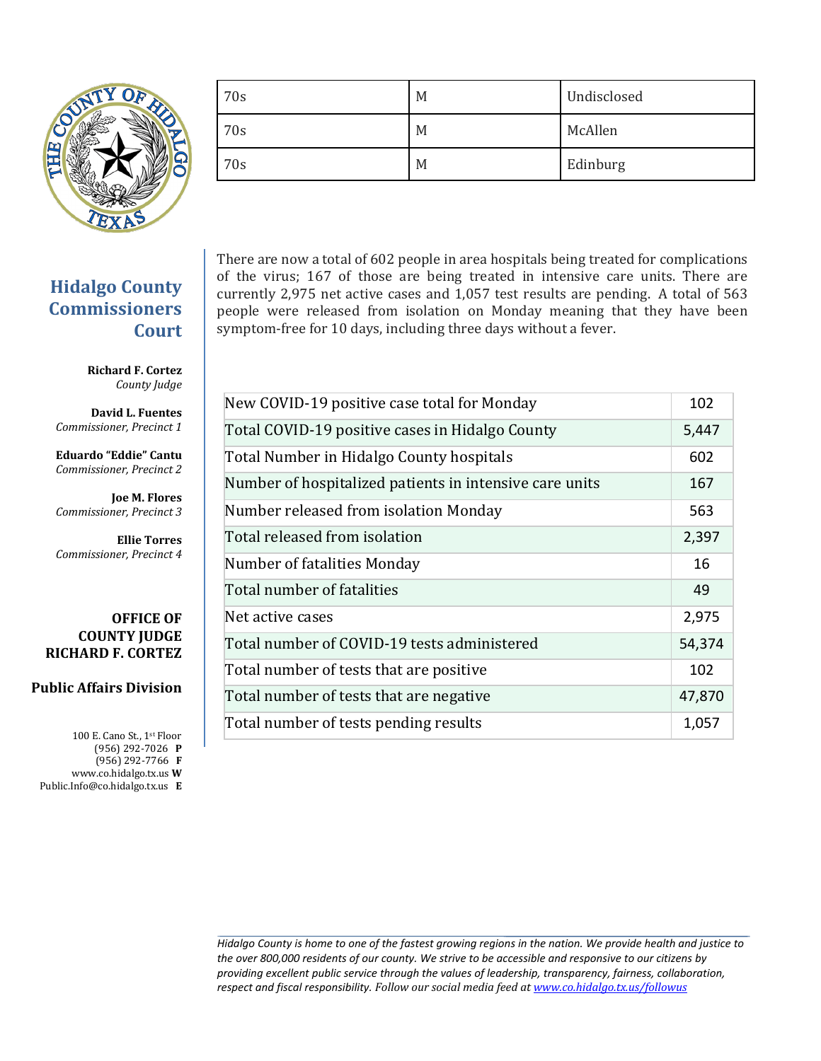| 70s | M | Undisclosed |
|---|---|---|
| 70s | M | McAllen |
| 70s | M | Edinburg |

## Hidalgo County Commissioners Court

**Richard F. Cortez**
*County Judge*

**David L. Fuentes**
*Commissioner, Precinct 1*

**Eduardo "Eddie" Cantu**
*Commissioner, Precinct 2*

**Joe M. Flores**
*Commissioner, Precinct 3*

**Ellie Torres**
*Commissioner, Precinct 4*

**OFFICE OF COUNTY JUDGE RICHARD F. CORTEZ**

**Public Affairs Division**

100 E. Cano St., 1st Floor
(956) 292-7026 **P**
(956) 292-7766 **F**
www.co.hidalgo.tx.us **W**
Public.Info@co.hidalgo.tx.us **E**

There are now a total of 602 people in area hospitals being treated for complications of the virus; 167 of those are being treated in intensive care units. There are currently 2,975 net active cases and 1,057 test results are pending. A total of 563 people were released from isolation on Monday meaning that they have been symptom-free for 10 days, including three days without a fever.

| | |
|---|---|
| New COVID-19 positive case total for Monday | 102 |
| Total COVID-19 positive cases in Hidalgo County | 5,447 |
| Total Number in Hidalgo County hospitals | 602 |
| Number of hospitalized patients in intensive care units | 167 |
| Number released from isolation Monday | 563 |
| Total released from isolation | 2,397 |
| Number of fatalities Monday | 16 |
| Total number of fatalities | 49 |
| Net active cases | 2,975 |
| Total number of COVID-19 tests administered | 54,374 |
| Total number of tests that are positive | 102 |
| Total number of tests that are negative | 47,870 |
| Total number of tests pending results | 1,057 |

*Hidalgo County is home to one of the fastest growing regions in the nation. We provide health and justice to the over 800,000 residents of our county. We strive to be accessible and responsive to our citizens by providing excellent public service through the values of leadership, transparency, fairness, collaboration, respect and fiscal responsibility. Follow our social media feed at [www.co.hidalgo.tx.us/followus](www.co.hidalgo.tx.us/followus)*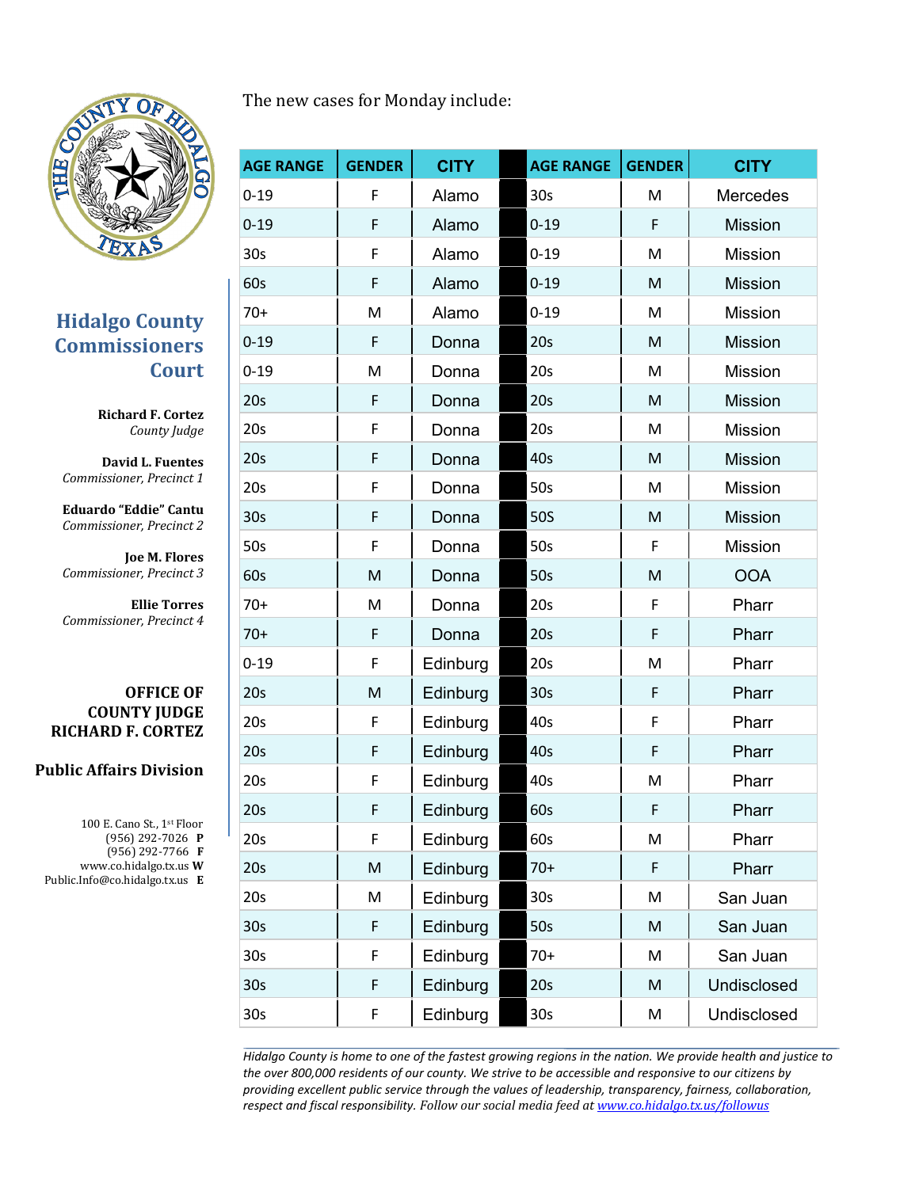**Hidalgo County Commissioners Court**

**Richard F. Cortez**
*County Judge*

**David L. Fuentes**
*Commissioner, Precinct 1*

**Eduardo "Eddie" Cantu**
*Commissioner, Precinct 2*

**Joe M. Flores**
*Commissioner, Precinct 3*

**Ellie Torres**
*Commissioner, Precinct 4*

**OFFICE OF COUNTY JUDGE RICHARD F. CORTEZ**

**Public Affairs Division**

100 E. Cano St., 1st Floor
(956) 292-7026 **P**
(956) 292-7766 **F**
www.co.hidalgo.tx.us **W**
Public.Info@co.hidalgo.tx.us **E**

The new cases for Monday include:

| AGE RANGE | GENDER | CITY | | AGE RANGE | GENDER | CITY |
|---|---|---|---|---|---|---|
| 0-19 | F | Alamo | | 30s | M | Mercedes |
| 0-19 | F | Alamo | | 0-19 | F | Mission |
| 30s | F | Alamo | | 0-19 | M | Mission |
| 60s | F | Alamo | | 0-19 | M | Mission |
| 70+ | M | Alamo | | 0-19 | M | Mission |
| 0-19 | F | Donna | | 20s | M | Mission |
| 0-19 | M | Donna | | 20s | M | Mission |
| 20s | F | Donna | | 20s | M | Mission |
| 20s | F | Donna | | 20s | M | Mission |
| 20s | F | Donna | | 40s | M | Mission |
| 20s | F | Donna | | 50s | M | Mission |
| 30s | F | Donna | | 50S | M | Mission |
| 50s | F | Donna | | 50s | F | Mission |
| 60s | M | Donna | | 50s | M | OOA |
| 70+ | M | Donna | | 20s | F | Pharr |
| 70+ | F | Donna | | 20s | F | Pharr |
| 0-19 | F | Edinburg | | 20s | M | Pharr |
| 20s | M | Edinburg | | 30s | F | Pharr |
| 20s | F | Edinburg | | 40s | F | Pharr |
| 20s | F | Edinburg | | 40s | F | Pharr |
| 20s | F | Edinburg | | 40s | M | Pharr |
| 20s | F | Edinburg | | 60s | F | Pharr |
| 20s | F | Edinburg | | 60s | M | Pharr |
| 20s | M | Edinburg | | 70+ | F | Pharr |
| 20s | M | Edinburg | | 30s | M | San Juan |
| 30s | F | Edinburg | | 50s | M | San Juan |
| 30s | F | Edinburg | | 70+ | M | San Juan |
| 30s | F | Edinburg | | 20s | M | Undisclosed |
| 30s | F | Edinburg | | 30s | M | Undisclosed |

*Hidalgo County is home to one of the fastest growing regions in the nation. We provide health and justice to the over 800,000 residents of our county. We strive to be accessible and responsive to our citizens by providing excellent public service through the values of leadership, transparency, fairness, collaboration, respect and fiscal responsibility. Follow our social media feed at www.co.hidalgo.tx.us/followus*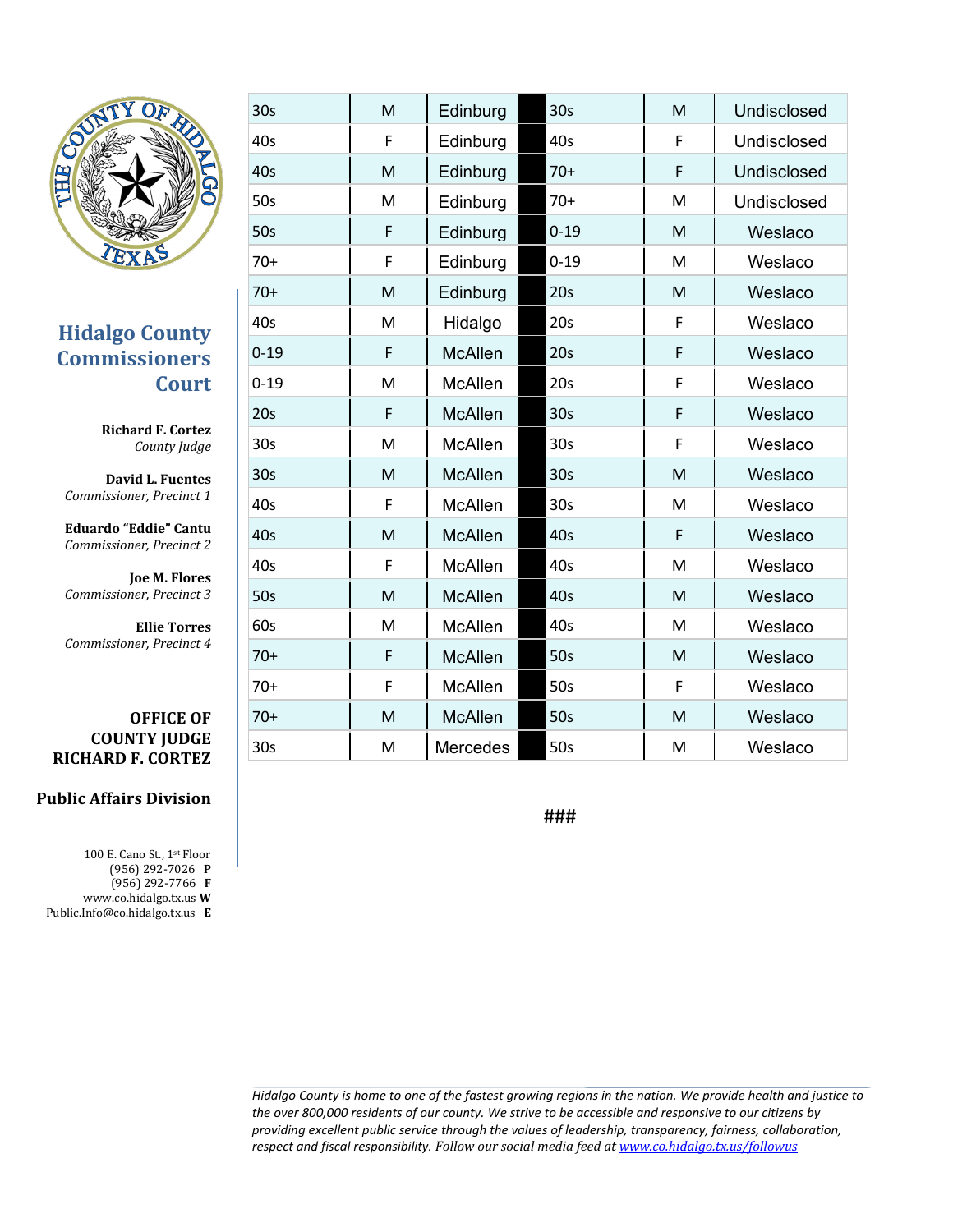**Hidalgo County Commissioners Court**

**Richard F. Cortez**
*County Judge*

**David L. Fuentes**
*Commissioner, Precinct 1*

**Eduardo "Eddie" Cantu**
*Commissioner, Precinct 2*

**Joe M. Flores**
*Commissioner, Precinct 3*

**Ellie Torres**
*Commissioner, Precinct 4*

**OFFICE OF COUNTY JUDGE RICHARD F. CORTEZ**

**Public Affairs Division**

100 E. Cano St., 1st Floor
(956) 292-7026 **P**
(956) 292-7766 **F**
www.co.hidalgo.tx.us **W**
Public.Info@co.hidalgo.tx.us **E**

| | | | | | | |
|---|---|---|---|---|---|---|
| 30s | M | Edinburg | | 30s | M | Undisclosed |
| 40s | F | Edinburg | | 40s | F | Undisclosed |
| 40s | M | Edinburg | | 70+ | F | Undisclosed |
| 50s | M | Edinburg | | 70+ | M | Undisclosed |
| 50s | F | Edinburg | | 0-19 | M | Weslaco |
| 70+ | F | Edinburg | | 0-19 | M | Weslaco |
| 70+ | M | Edinburg | | 20s | M | Weslaco |
| 40s | M | Hidalgo | | 20s | F | Weslaco |
| 0-19 | F | McAllen | | 20s | F | Weslaco |
| 0-19 | M | McAllen | | 20s | F | Weslaco |
| 20s | F | McAllen | | 30s | F | Weslaco |
| 30s | M | McAllen | | 30s | F | Weslaco |
| 30s | M | McAllen | | 30s | M | Weslaco |
| 40s | F | McAllen | | 30s | M | Weslaco |
| 40s | M | McAllen | | 40s | F | Weslaco |
| 40s | F | McAllen | | 40s | M | Weslaco |
| 50s | M | McAllen | | 40s | M | Weslaco |
| 60s | M | McAllen | | 40s | M | Weslaco |
| 70+ | F | McAllen | | 50s | M | Weslaco |
| 70+ | F | McAllen | | 50s | F | Weslaco |
| 70+ | M | McAllen | | 50s | M | Weslaco |
| 30s | M | Mercedes | | 50s | M | Weslaco |

###

*Hidalgo County is home to one of the fastest growing regions in the nation. We provide health and justice to the over 800,000 residents of our county. We strive to be accessible and responsive to our citizens by providing excellent public service through the values of leadership, transparency, fairness, collaboration, respect and fiscal responsibility. Follow our social media feed at www.co.hidalgo.tx.us/followus*